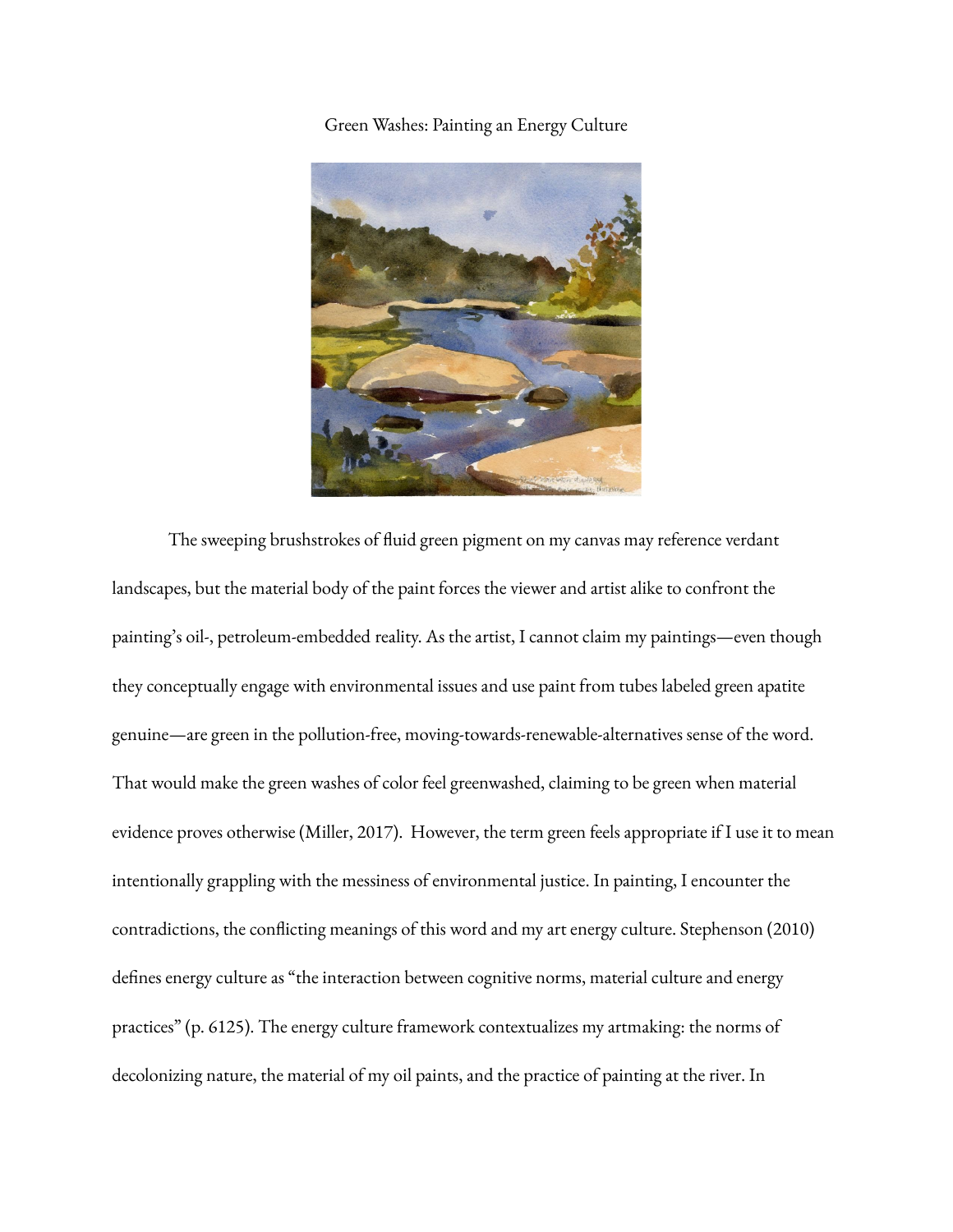# Green Washes: Painting an Energy Culture

The sweeping brushstrokes of fluid green pigment on my canvas may reference verdant landscapes, but the material body of the paint forces the viewer and artist alike to confront the painting's oil-, petroleum-embedded reality. As the artist, I cannot claim my paintings—even though they conceptually engage with environmental issues and use paint from tubes labeled green apatite genuine—are green in the pollution-free, moving-towards-renewable-alternatives sense of the word. That would make the green washes of color feel greenwashed, claiming to be green when material evidence proves otherwise (Miller, 2017). However, the term green feels appropriate if I use it to mean intentionally grappling with the messiness of environmental justice. In painting, I encounter the contradictions, the conflicting meanings of this word and my art energy culture. Stephenson (2010) defines energy culture as "the interaction between cognitive norms, material culture and energy practices" (p. 6125). The energy culture framework contextualizes my artmaking: the norms of decolonizing nature, the material of my oil paints, and the practice of painting at the river. In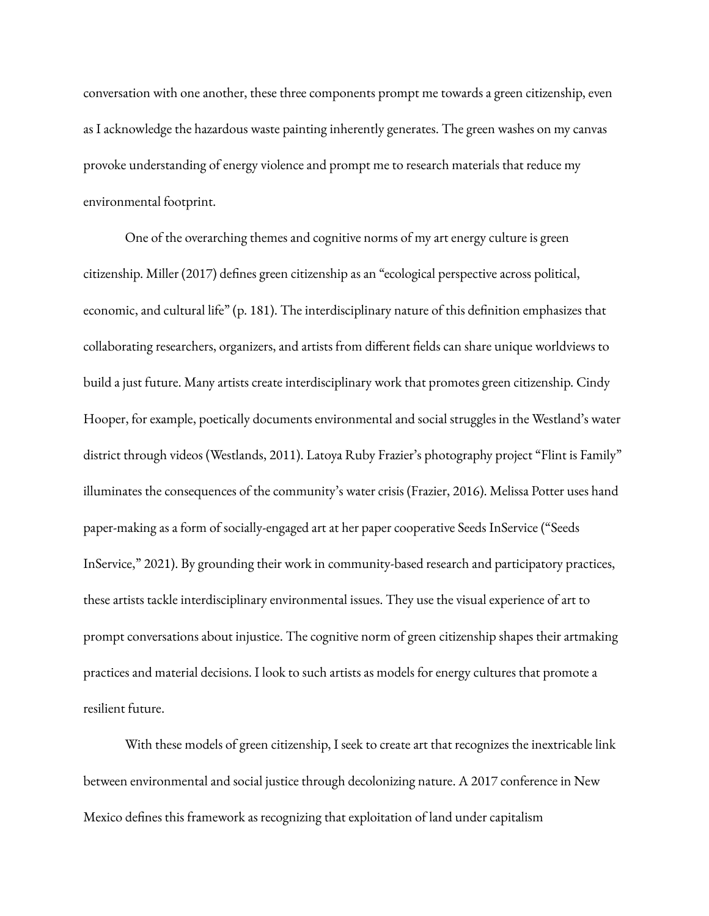conversation with one another, these three components prompt me towards a green citizenship, even as I acknowledge the hazardous waste painting inherently generates. The green washes on my canvas provoke understanding of energy violence and prompt me to research materials that reduce my environmental footprint.

One of the overarching themes and cognitive norms of my art energy culture is green citizenship. Miller (2017) defines green citizenship as an "ecological perspective across political, economic, and cultural life" (p. 181). The interdisciplinary nature of this definition emphasizes that collaborating researchers, organizers, and artists from different fields can share unique worldviews to build a just future. Many artists create interdisciplinary work that promotes green citizenship. Cindy Hooper, for example, poetically documents environmental and social struggles in the Westland's water district through videos (Westlands, 2011). Latoya Ruby Frazier's photography project "Flint is Family" illuminates the consequences of the community's water crisis (Frazier, 2016). Melissa Potter uses hand paper-making as a form of socially-engaged art at her paper cooperative Seeds InService ("Seeds InService," 2021). By grounding their work in community-based research and participatory practices, these artists tackle interdisciplinary environmental issues. They use the visual experience of art to prompt conversations about injustice. The cognitive norm of green citizenship shapes their artmaking practices and material decisions. I look to such artists as models for energy cultures that promote a resilient future.

With these models of green citizenship, I seek to create art that recognizes the inextricable link between environmental and social justice through decolonizing nature. A 2017 conference in New Mexico defines this framework as recognizing that exploitation of land under capitalism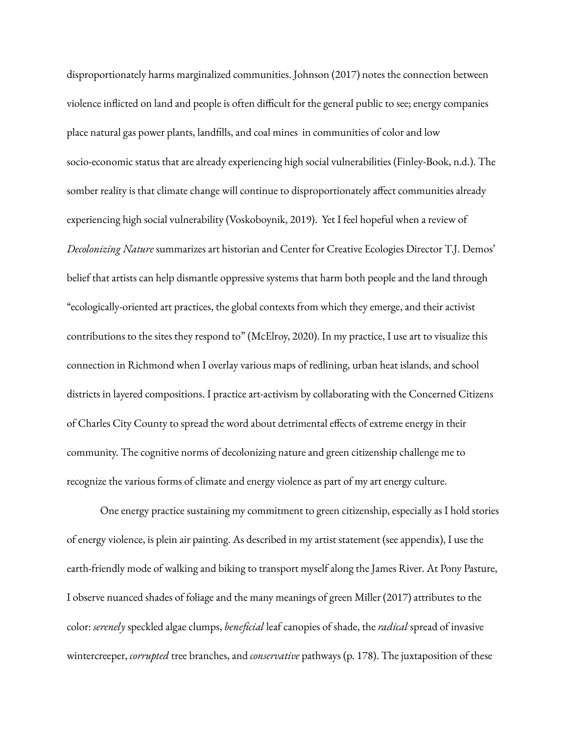disproportionately harms marginalized communities. Johnson (2017) notes the connection between violence inflicted on land and people is often difficult for the general public to see; energy companies place natural gas power plants, landfills, and coal mines in communities of color and low socio-economic status that are already experiencing high social vulnerabilities (Finley-Book, n.d.). The somber reality is that climate change will continue to disproportionately affect communities already experiencing high social vulnerability (Voskoboynik, 2019). Yet I feel hopeful when a review of *Decolonizing Nature* summarizes art historian and Center for Creative Ecologies Director T.J. Demos' belief that artists can help dismantle oppressive systems that harm both people and the land through "ecologically-oriented art practices, the global contexts from which they emerge, and their activist contributions to the sites they respond to" (McElroy, 2020). In my practice, I use art to visualize this connection in Richmond when I overlay various maps of redlining, urban heat islands, and school districts in layered compositions. I practice art-activism by collaborating with the Concerned Citizens of Charles City County to spread the word about detrimental effects of extreme energy in their community. The cognitive norms of decolonizing nature and green citizenship challenge me to recognize the various forms of climate and energy violence as part of my art energy culture.

One energy practice sustaining my commitment to green citizenship, especially as I hold stories of energy violence, is plein air painting. As described in my artist statement (see appendix), I use the earth-friendly mode of walking and biking to transport myself along the James River. At Pony Pasture, I observe nuanced shades of foliage and the many meanings of green Miller (2017) attributes to the color: *serenely* speckled algae clumps, *beneficial* leaf canopies of shade, the *radical* spread of invasive wintercreeper, *corrupted* tree branches, and *conservative* pathways (p. 178). The juxtaposition of these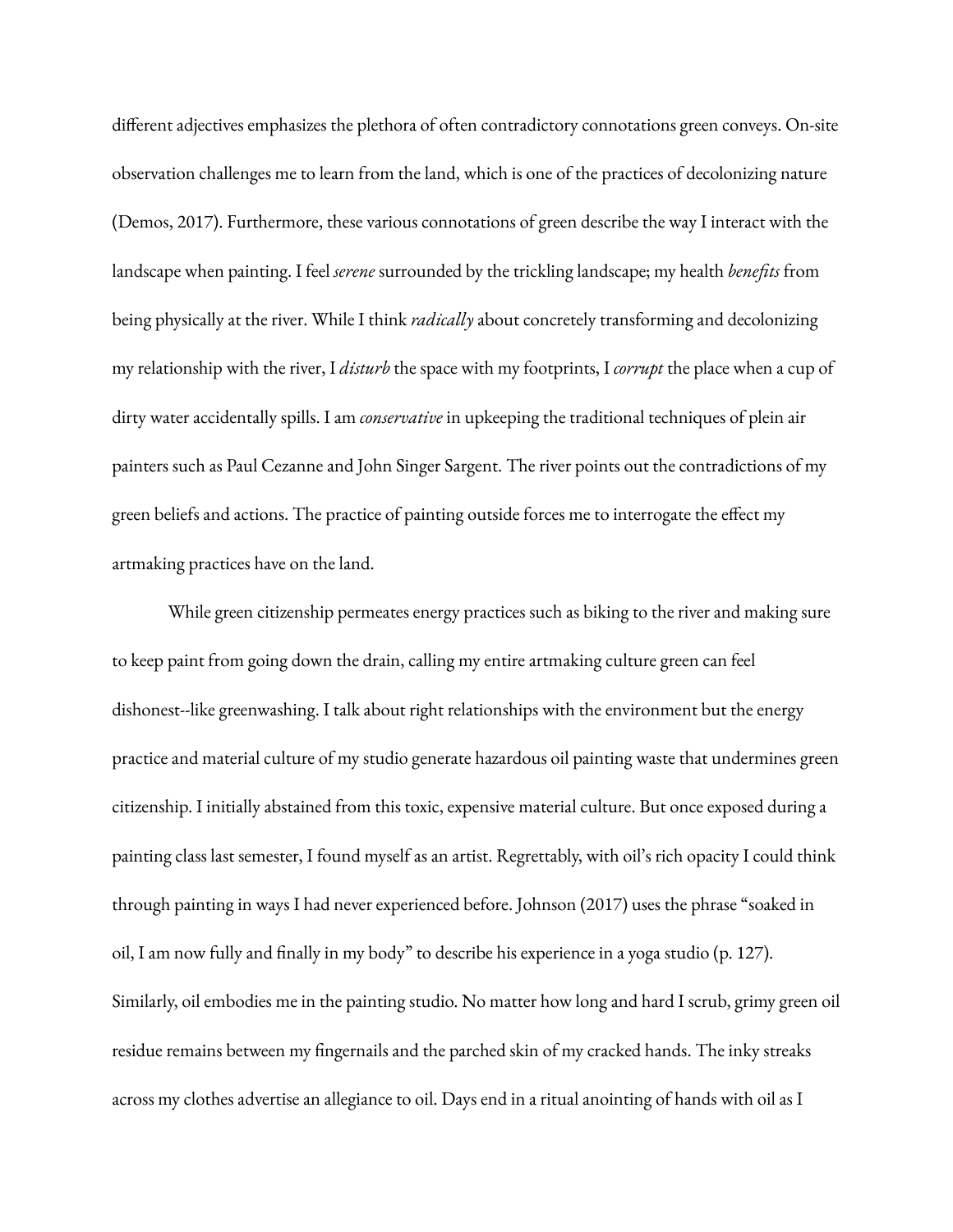different adjectives emphasizes the plethora of often contradictory connotations green conveys. On-site observation challenges me to learn from the land, which is one of the practices of decolonizing nature (Demos, 2017). Furthermore, these various connotations of green describe the way I interact with the landscape when painting. I feel *serene* surrounded by the trickling landscape; my health *benefits* from being physically at the river. While I think *radically* about concretely transforming and decolonizing my relationship with the river, I *disturb* the space with my footprints, I *corrupt* the place when a cup of dirty water accidentally spills. I am *conservative* in upkeeping the traditional techniques of plein air painters such as Paul Cezanne and John Singer Sargent. The river points out the contradictions of my green beliefs and actions. The practice of painting outside forces me to interrogate the effect my artmaking practices have on the land.

While green citizenship permeates energy practices such as biking to the river and making sure to keep paint from going down the drain, calling my entire artmaking culture green can feel dishonest--like greenwashing. I talk about right relationships with the environment but the energy practice and material culture of my studio generate hazardous oil painting waste that undermines green citizenship. I initially abstained from this toxic, expensive material culture. But once exposed during a painting class last semester, I found myself as an artist. Regrettably, with oil's rich opacity I could think through painting in ways I had never experienced before. Johnson (2017) uses the phrase "soaked in oil, I am now fully and finally in my body" to describe his experience in a yoga studio (p. 127). Similarly, oil embodies me in the painting studio. No matter how long and hard I scrub, grimy green oil residue remains between my fingernails and the parched skin of my cracked hands. The inky streaks across my clothes advertise an allegiance to oil. Days end in a ritual anointing of hands with oil as I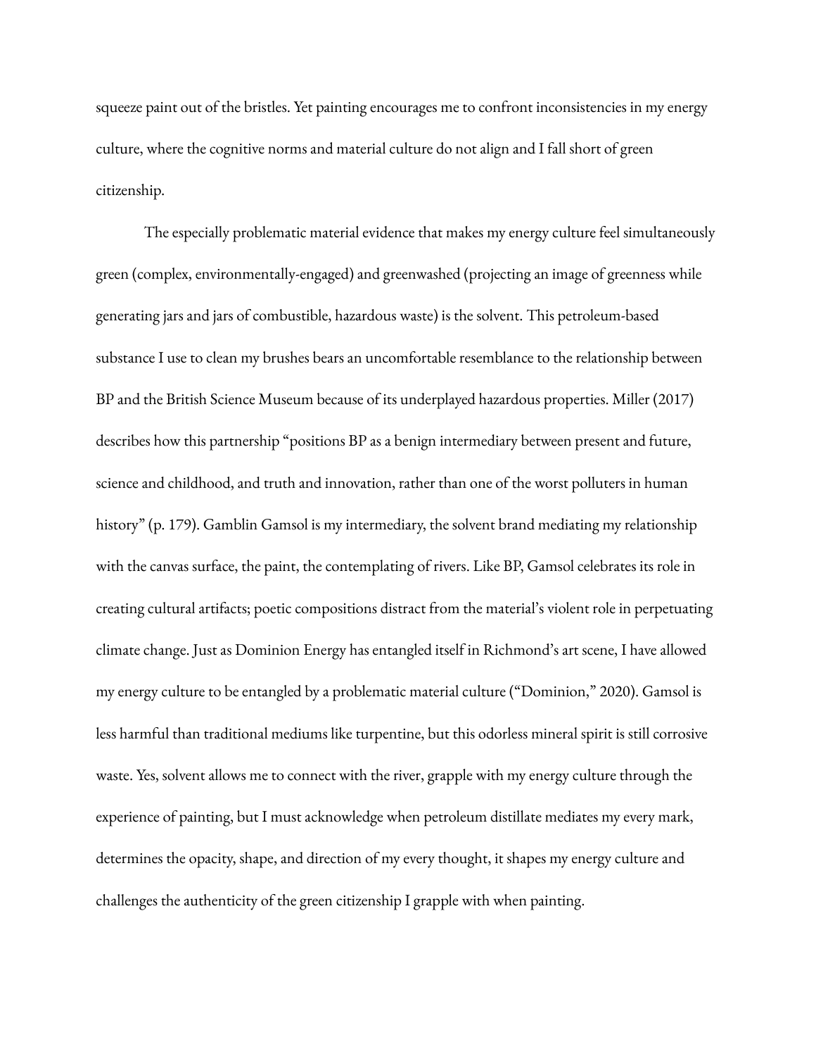squeeze paint out of the bristles. Yet painting encourages me to confront inconsistencies in my energy culture, where the cognitive norms and material culture do not align and I fall short of green citizenship.

The especially problematic material evidence that makes my energy culture feel simultaneously green (complex, environmentally-engaged) and greenwashed (projecting an image of greenness while generating jars and jars of combustible, hazardous waste) is the solvent. This petroleum-based substance I use to clean my brushes bears an uncomfortable resemblance to the relationship between BP and the British Science Museum because of its underplayed hazardous properties. Miller (2017) describes how this partnership "positions BP as a benign intermediary between present and future, science and childhood, and truth and innovation, rather than one of the worst polluters in human history" (p. 179). Gamblin Gamsol is my intermediary, the solvent brand mediating my relationship with the canvas surface, the paint, the contemplating of rivers. Like BP, Gamsol celebrates its role in creating cultural artifacts; poetic compositions distract from the material's violent role in perpetuating climate change. Just as Dominion Energy has entangled itself in Richmond's art scene, I have allowed my energy culture to be entangled by a problematic material culture ("Dominion," 2020). Gamsol is less harmful than traditional mediums like turpentine, but this odorless mineral spirit is still corrosive waste. Yes, solvent allows me to connect with the river, grapple with my energy culture through the experience of painting, but I must acknowledge when petroleum distillate mediates my every mark, determines the opacity, shape, and direction of my every thought, it shapes my energy culture and challenges the authenticity of the green citizenship I grapple with when painting.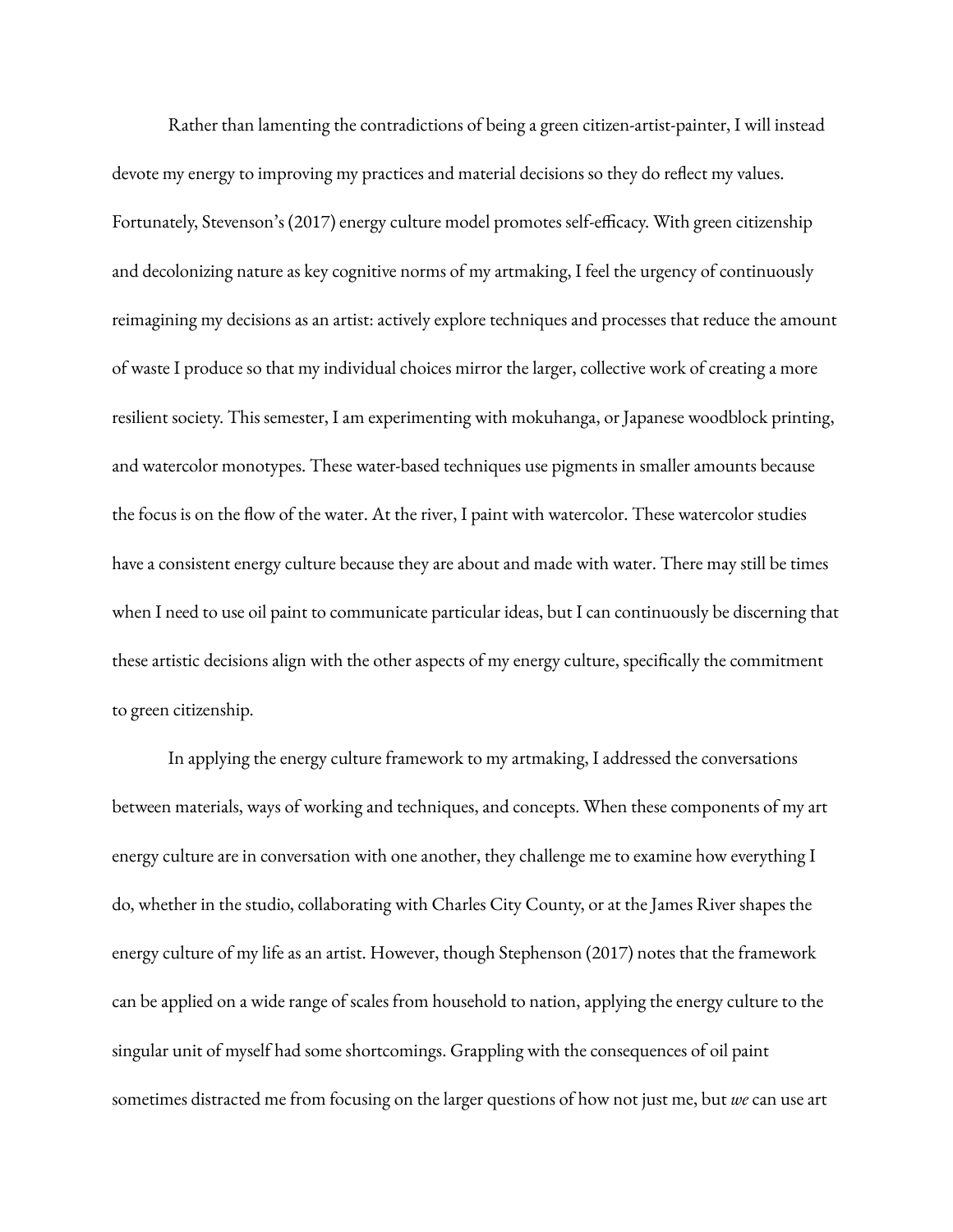Rather than lamenting the contradictions of being a green citizen-artist-painter, I will instead devote my energy to improving my practices and material decisions so they do reflect my values. Fortunately, Stevenson's (2017) energy culture model promotes self-efficacy. With green citizenship and decolonizing nature as key cognitive norms of my artmaking, I feel the urgency of continuously reimagining my decisions as an artist: actively explore techniques and processes that reduce the amount of waste I produce so that my individual choices mirror the larger, collective work of creating a more resilient society. This semester, I am experimenting with mokuhanga, or Japanese woodblock printing, and watercolor monotypes. These water-based techniques use pigments in smaller amounts because the focus is on the flow of the water. At the river, I paint with watercolor. These watercolor studies have a consistent energy culture because they are about and made with water. There may still be times when I need to use oil paint to communicate particular ideas, but I can continuously be discerning that these artistic decisions align with the other aspects of my energy culture, specifically the commitment to green citizenship.

In applying the energy culture framework to my artmaking, I addressed the conversations between materials, ways of working and techniques, and concepts. When these components of my art energy culture are in conversation with one another, they challenge me to examine how everything I do, whether in the studio, collaborating with Charles City County, or at the James River shapes the energy culture of my life as an artist. However, though Stephenson (2017) notes that the framework can be applied on a wide range of scales from household to nation, applying the energy culture to the singular unit of myself had some shortcomings. Grappling with the consequences of oil paint sometimes distracted me from focusing on the larger questions of how not just me, but *we* can use art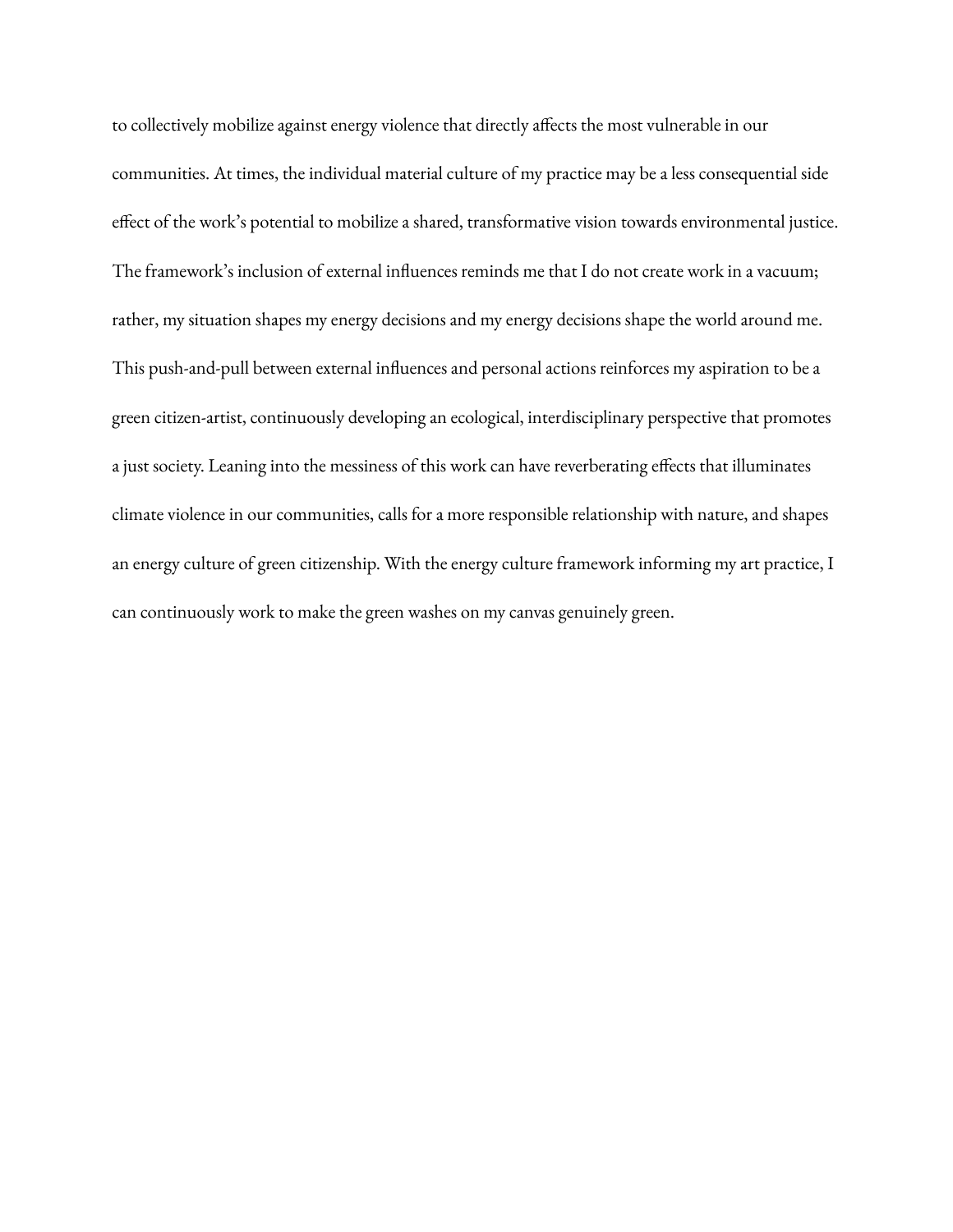to collectively mobilize against energy violence that directly affects the most vulnerable in our communities. At times, the individual material culture of my practice may be a less consequential side effect of the work's potential to mobilize a shared, transformative vision towards environmental justice. The framework's inclusion of external influences reminds me that I do not create work in a vacuum; rather, my situation shapes my energy decisions and my energy decisions shape the world around me. This push-and-pull between external influences and personal actions reinforces my aspiration to be a green citizen-artist, continuously developing an ecological, interdisciplinary perspective that promotes a just society. Leaning into the messiness of this work can have reverberating effects that illuminates climate violence in our communities, calls for a more responsible relationship with nature, and shapes an energy culture of green citizenship. With the energy culture framework informing my art practice, I can continuously work to make the green washes on my canvas genuinely green.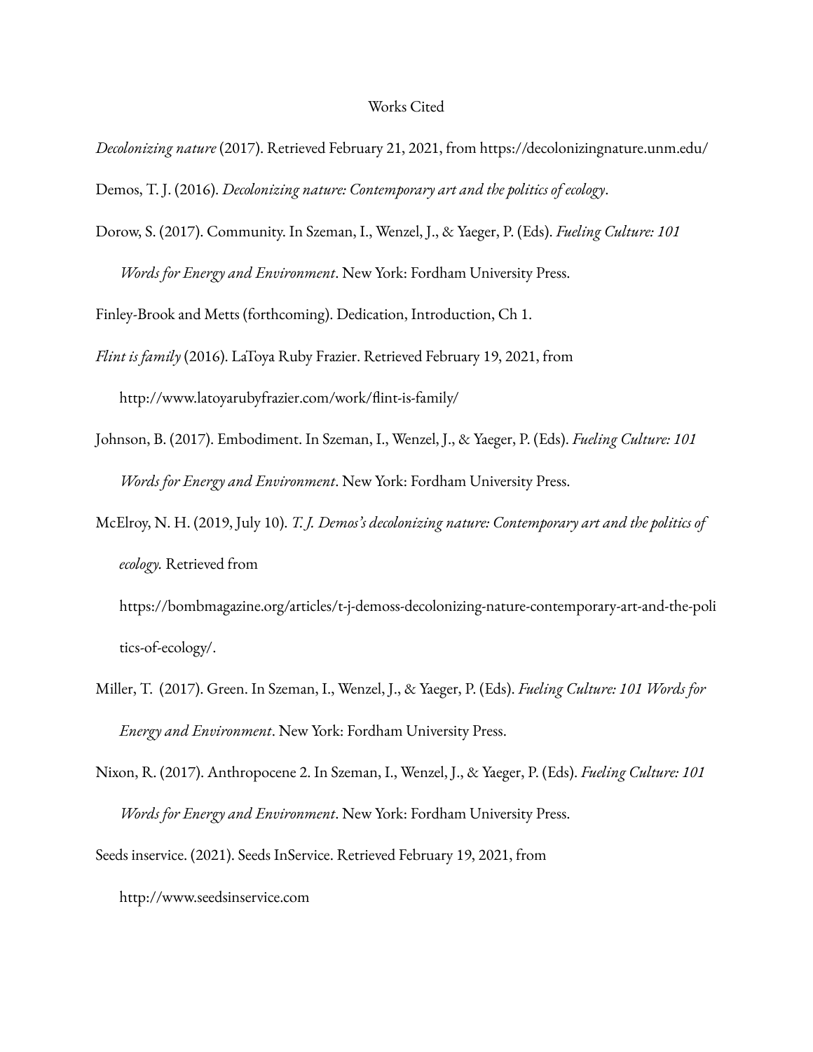# Works Cited

*Decolonizing nature* (2017). Retrieved February 21, 2021, from https://decolonizingnature.unm.edu/

Demos, T. J. (2016). *Decolonizing nature: Contemporary art and the politics of ecology*.

Dorow, S. (2017). Community. In Szeman, I., Wenzel, J., & Yaeger, P. (Eds). *Fueling Culture: 101 Words for Energy and Environment*. New York: Fordham University Press.

Finley-Brook and Metts (forthcoming). Dedication, Introduction, Ch 1.

*Flint is family* (2016). LaToya Ruby Frazier. Retrieved February 19, 2021, from http://www.latoyarubyfrazier.com/work/flint-is-family/

Johnson, B. (2017). Embodiment. In Szeman, I., Wenzel, J., & Yaeger, P. (Eds). *Fueling Culture: 101 Words for Energy and Environment*. New York: Fordham University Press.

McElroy, N. H. (2019, July 10). *T. J. Demos's decolonizing nature: Contemporary art and the politics of ecology.* Retrieved from https://bombmagazine.org/articles/t-j-demoss-decolonizing-nature-contemporary-art-and-the-politics-of-ecology/.

Miller, T. (2017). Green. In Szeman, I., Wenzel, J., & Yaeger, P. (Eds). *Fueling Culture: 101 Words for Energy and Environment*. New York: Fordham University Press.

Nixon, R. (2017). Anthropocene 2. In Szeman, I., Wenzel, J., & Yaeger, P. (Eds). *Fueling Culture: 101 Words for Energy and Environment*. New York: Fordham University Press.

Seeds inservice. (2021). Seeds InService. Retrieved February 19, 2021, from http://www.seedsinservice.com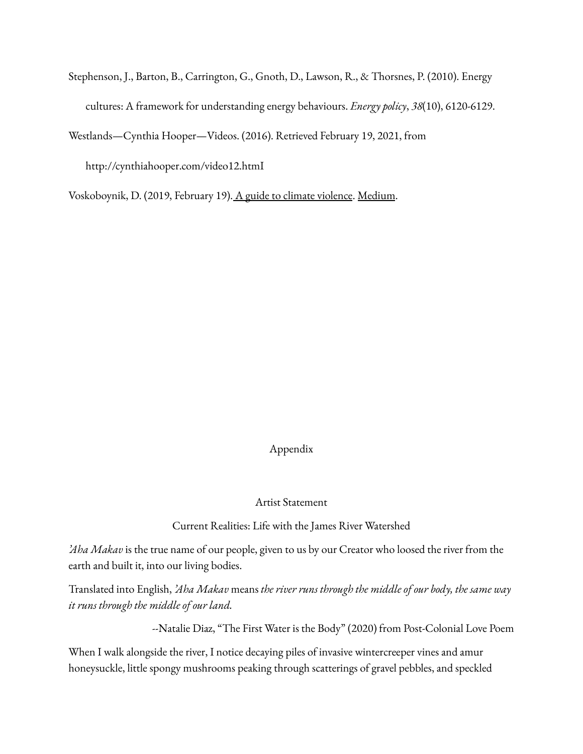Stephenson, J., Barton, B., Carrington, G., Gnoth, D., Lawson, R., & Thorsnes, P. (2010). Energy cultures: A framework for understanding energy behaviours. *Energy policy*, *38*(10), 6120-6129.

Westlands—Cynthia Hooper—Videos. (2016). Retrieved February 19, 2021, from http://cynthiahooper.com/video12.htmI

Voskoboynik, D. (2019, February 19). A guide to climate violence. Medium.

# Appendix

## Artist Statement

### Current Realities: Life with the James River Watershed

*'Aha Makav* is the true name of our people, given to us by our Creator who loosed the river from the earth and built it, into our living bodies.

Translated into English, *'Aha Makav* means *the river runs through the middle of our body, the same way it runs through the middle of our land*.

--Natalie Diaz, "The First Water is the Body" (2020) from Post-Colonial Love Poem

When I walk alongside the river, I notice decaying piles of invasive wintercreeper vines and amur honeysuckle, little spongy mushrooms peaking through scatterings of gravel pebbles, and speckled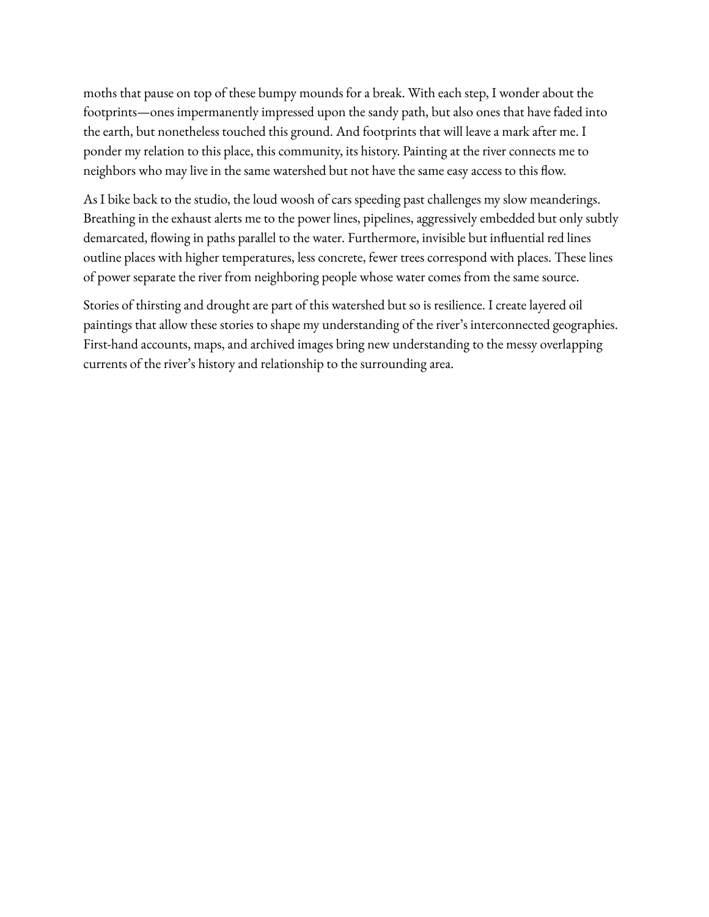moths that pause on top of these bumpy mounds for a break. With each step, I wonder about the footprints—ones impermanently impressed upon the sandy path, but also ones that have faded into the earth, but nonetheless touched this ground. And footprints that will leave a mark after me. I ponder my relation to this place, this community, its history. Painting at the river connects me to neighbors who may live in the same watershed but not have the same easy access to this flow.

As I bike back to the studio, the loud woosh of cars speeding past challenges my slow meanderings. Breathing in the exhaust alerts me to the power lines, pipelines, aggressively embedded but only subtly demarcated, flowing in paths parallel to the water. Furthermore, invisible but influential red lines outline places with higher temperatures, less concrete, fewer trees correspond with places. These lines of power separate the river from neighboring people whose water comes from the same source.

Stories of thirsting and drought are part of this watershed but so is resilience. I create layered oil paintings that allow these stories to shape my understanding of the river's interconnected geographies. First-hand accounts, maps, and archived images bring new understanding to the messy overlapping currents of the river's history and relationship to the surrounding area.